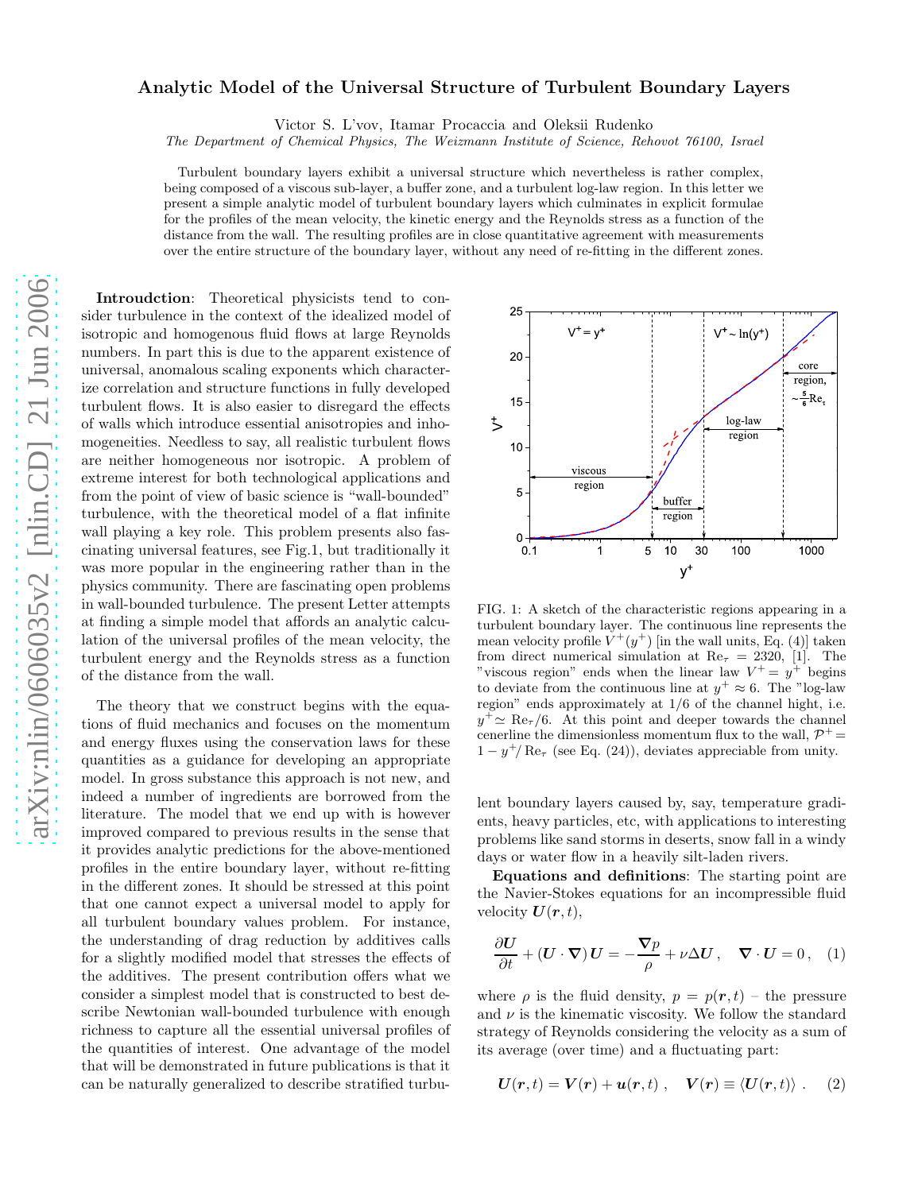# Analytic Model of the Universal Structure of Turbulent Boundary Layers

Victor S. L'vov, Itamar Procaccia and Oleksii Rudenko

*The Department of Chemical Physics, The Weizmann Institute of Science, Rehovot 76100, Israel*

Turbulent boundary layers exhibit a universal structure which nevertheless is rather complex, being composed of a viscous sub-layer, a buffer zone, and a turbulent log-law region. In this letter we present a simple analytic model of turbulent boundary layers which culminates in explicit formulae for the profiles of the mean velocity, the kinetic energy and the Reynolds stress as a function of the distance from the wall. The resulting profiles are in close quantitative agreement with measurements over the entire structure of the boundary layer, without any need of re-fitting in the different zones.

**Introudction**: Theoretical physicists tend to consider turbulence in the context of the idealized model of isotropic and homogenous fluid flows at large Reynolds numbers. In part this is due to the apparent existence of universal, anomalous scaling exponents which characterize correlation and structure functions in fully developed turbulent flows. It is also easier to disregard the effects of walls which introduce essential anisotropies and inhomogeneities. Needless to say, all realistic turbulent flows are neither homogeneous nor isotropic. A problem of extreme interest for both technological applications and from the point of view of basic science is "wall-bounded" turbulence, with the theoretical model of a flat infinite wall playing a key role. This problem presents also fascinating universal features, see Fig.1, but traditionally it was more popular in the engineering rather than in the physics community. There are fascinating open problems in wall-bounded turbulence. The present Letter attempts at finding a simple model that affords an analytic calculation of the universal profiles of the mean velocity, the turbulent energy and the Reynolds stress as a function of the distance from the wall.

The theory that we construct begins with the equations of fluid mechanics and focuses on the momentum and energy fluxes using the conservation laws for these quantities as a guidance for developing an appropriate model. In gross substance this approach is not new, and indeed a number of ingredients are borrowed from the literature. The model that we end up with is however improved compared to previous results in the sense that it provides analytic predictions for the above-mentioned profiles in the entire boundary layer, without re-fitting in the different zones. It should be stressed at this point that one cannot expect a universal model to apply for all turbulent boundary values problem. For instance, the understanding of drag reduction by additives calls for a slightly modified model that stresses the effects of the additives. The present contribution offers what we consider a simplest model that is constructed to best describe Newtonian wall-bounded turbulence with enough richness to capture all the essential universal profiles of the quantities of interest. One advantage of the model that will be demonstrated in future publications is that it can be naturally generalized to describe stratified turbulent boundary layers caused by, say, temperature gradients, heavy particles, etc, with applications to interesting problems like sand storms in deserts, snow fall in a windy days or water flow in a heavily silt-laden rivers.

FIG. 1: A sketch of the characteristic regions appearing in a turbulent boundary layer. The continuous line represents the mean velocity profile $V^+(y^+)$ [in the wall units, Eq. (4)] taken from direct numerical simulation at $\mathrm{Re}_\tau = 2320$, [1]. The "viscous region" ends when the linear law $V^+ = y^+$ begins to deviate from the continuous line at $y^+ \approx 6$. The "log-law region" ends approximately at 1/6 of the channel hight, i.e. $y^+ \simeq \mathrm{Re}_\tau/6$. At this point and deeper towards the channel cenerline the dimensionless momentum flux to the wall, $\mathcal{P}^+ = 1 - y^+/\mathrm{Re}_\tau$ (see Eq. (24)), deviates appreciable from unity.

**Equations and definitions**: The starting point are the Navier-Stokes equations for an incompressible fluid velocity $\boldsymbol{U}(\boldsymbol{r},t)$,

$$\frac{\partial \boldsymbol{U}}{\partial t} + (\boldsymbol{U}\cdot\boldsymbol{\nabla})\,\boldsymbol{U} = -\frac{\boldsymbol{\nabla} p}{\rho} + \nu\Delta\boldsymbol{U}\,, \quad \boldsymbol{\nabla}\cdot\boldsymbol{U} = 0\,, \quad (1)$$

where $\rho$ is the fluid density, $p = p(\boldsymbol{r},t)$ – the pressure and $\nu$ is the kinematic viscosity. We follow the standard strategy of Reynolds considering the velocity as a sum of its average (over time) and a fluctuating part:

$$\boldsymbol{U}(\boldsymbol{r},t) = \boldsymbol{V}(\boldsymbol{r}) + \boldsymbol{u}(\boldsymbol{r},t)\,, \quad \boldsymbol{V}(\boldsymbol{r}) \equiv \langle \boldsymbol{U}(\boldsymbol{r},t)\rangle\,. \quad (2)$$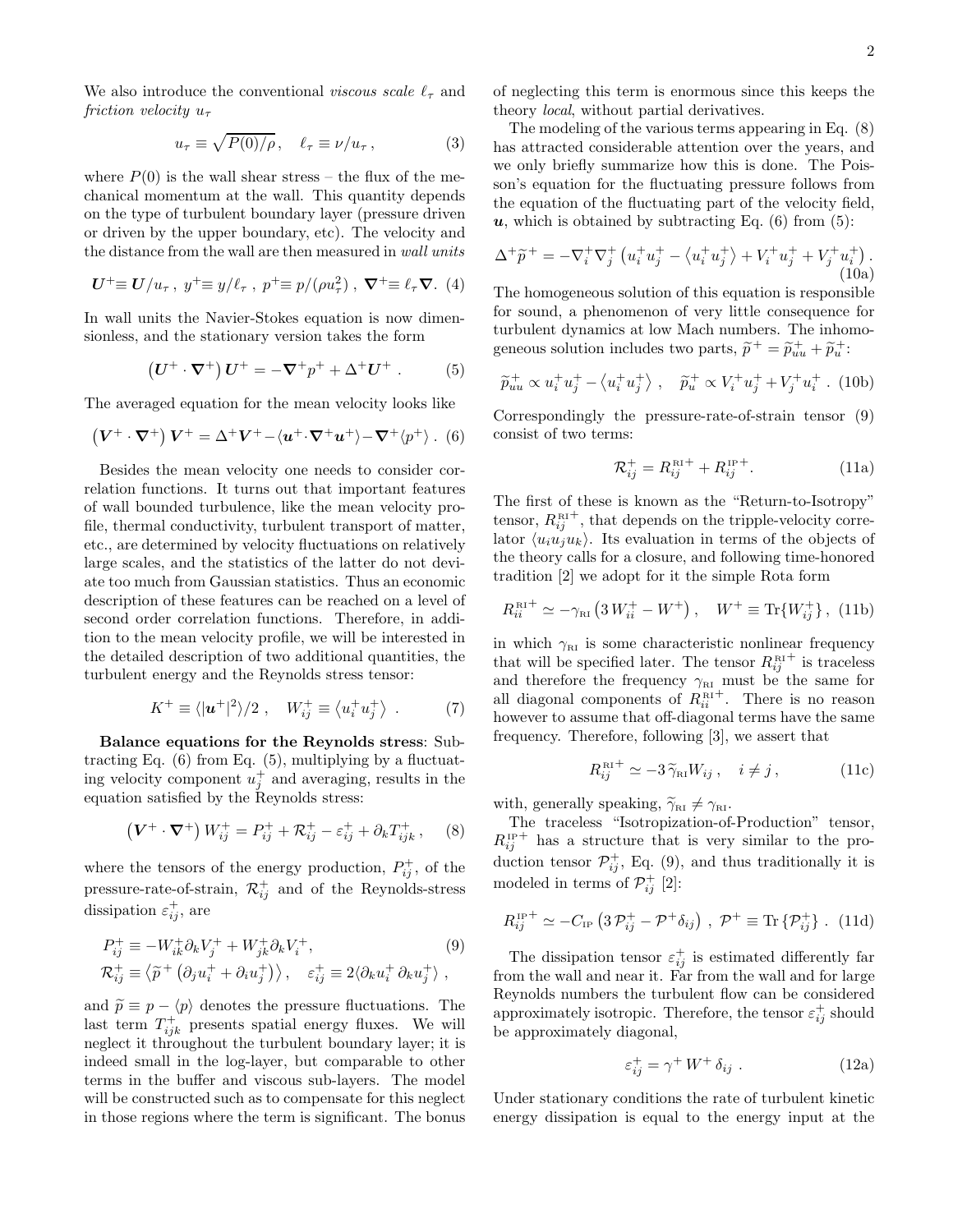We also introduce the conventional *viscous scale* $\ell_\tau$ and *friction velocity* $u_\tau$

$$u_\tau \equiv \sqrt{P(0)/\rho}\,, \quad \ell_\tau \equiv \nu/u_\tau\,, \tag{3}$$

where $P(0)$ is the wall shear stress – the flux of the mechanical momentum at the wall. This quantity depends on the type of turbulent boundary layer (pressure driven or driven by the upper boundary, etc). The velocity and the distance from the wall are then measured in *wall units*

$$\boldsymbol{U}^+ \equiv \boldsymbol{U}/u_\tau\,,\ y^+ \equiv y/\ell_\tau\,,\ p^+ \equiv p/(\rho u_\tau^2)\,,\ \boldsymbol{\nabla}^+ \equiv \ell_\tau \boldsymbol{\nabla}. \tag{4}$$

In wall units the Navier-Stokes equation is now dimensionless, and the stationary version takes the form

$$\left(\boldsymbol{U}^+ \cdot \boldsymbol{\nabla}^+\right)\boldsymbol{U}^+ = -\boldsymbol{\nabla}^+ p^+ + \Delta^+ \boldsymbol{U}^+\,. \tag{5}$$

The averaged equation for the mean velocity looks like

$$\left(\boldsymbol{V}^+ \cdot \boldsymbol{\nabla}^+\right)\boldsymbol{V}^+ = \Delta^+ \boldsymbol{V}^+ - \langle \boldsymbol{u}^+ \cdot \boldsymbol{\nabla}^+ \boldsymbol{u}^+\rangle - \boldsymbol{\nabla}^+ \langle p^+\rangle\,. \tag{6}$$

Besides the mean velocity one needs to consider correlation functions. It turns out that important features of wall bounded turbulence, like the mean velocity profile, thermal conductivity, turbulent transport of matter, etc., are determined by velocity fluctuations on relatively large scales, and the statistics of the latter do not deviate too much from Gaussian statistics. Thus an economic description of these features can be reached on a level of second order correlation functions. Therefore, in addition to the mean velocity profile, we will be interested in the detailed description of two additional quantities, the turbulent energy and the Reynolds stress tensor:

$$K^+ \equiv \langle |\boldsymbol{u}^+|^2\rangle/2\,, \quad W_{ij}^+ \equiv \left\langle u_i^+ u_j^+\right\rangle\,. \tag{7}$$

**Balance equations for the Reynolds stress**: Subtracting Eq. (6) from Eq. (5), multiplying by a fluctuating velocity component $u_j^+$ and averaging, results in the equation satisfied by the Reynolds stress:

$$\left(\boldsymbol{V}^+ \cdot \boldsymbol{\nabla}^+\right) W_{ij}^+ = P_{ij}^+ + \mathcal{R}_{ij}^+ - \varepsilon_{ij}^+ + \partial_k T_{ijk}^+\,, \tag{8}$$

where the tensors of the energy production, $P_{ij}^+$, of the pressure-rate-of-strain, $\mathcal{R}_{ij}^+$ and of the Reynolds-stress dissipation $\varepsilon_{ij}^+$, are

$$\begin{aligned} P_{ij}^+ &\equiv -W_{ik}^+ \partial_k V_j^+ + W_{jk}^+ \partial_k V_i^+, \\ \mathcal{R}_{ij}^+ &\equiv \left\langle \widetilde{p}^+\left(\partial_j u_i^+ + \partial_i u_j^+\right)\right\rangle, \quad \varepsilon_{ij}^+ \equiv 2\langle \partial_k u_i^+\, \partial_k u_j^+\rangle\,, \end{aligned} \tag{9}$$

and $\widetilde{p} \equiv p - \langle p\rangle$ denotes the pressure fluctuations. The last term $T_{ijk}^+$ presents spatial energy fluxes. We will neglect it throughout the turbulent boundary layer; it is indeed small in the log-layer, but comparable to other terms in the buffer and viscous sub-layers. The model will be constructed such as to compensate for this neglect in those regions where the term is significant. The bonus of neglecting this term is enormous since this keeps the theory *local*, without partial derivatives.

The modeling of the various terms appearing in Eq. (8) has attracted considerable attention over the years, and we only briefly summarize how this is done. The Poisson's equation for the fluctuating pressure follows from the equation of the fluctuating part of the velocity field, $\boldsymbol{u}$, which is obtained by subtracting Eq. (6) from (5):

$$\Delta^+ \widetilde{p}^+ = -\nabla_i^+ \nabla_j^+ \left(u_i^+ u_j^+ - \left\langle u_i^+ u_j^+\right\rangle + V_i^+ u_j^+ + V_j^+ u_i^+\right). \tag{10a}$$

The homogeneous solution of this equation is responsible for sound, a phenomenon of very little consequence for turbulent dynamics at low Mach numbers. The inhomogeneous solution includes two parts, $\widetilde{p}^+ = \widetilde{p}_{uu}^+ + \widetilde{p}_u^+$:

$$\widetilde{p}_{uu}^+ \propto u_i^+ u_j^+ - \left\langle u_i^+ u_j^+\right\rangle\,, \quad \widetilde{p}_u^+ \propto V_i^+ u_j^+ + V_j^+ u_i^+\,. \tag{10b}$$

Correspondingly the pressure-rate-of-strain tensor (9) consist of two terms:

$$\mathcal{R}_{ij}^+ = R_{ij}^{\text{RI}\,+} + R_{ij}^{\text{IP}\,+}. \tag{11a}$$

The first of these is known as the "Return-to-Isotropy" tensor, $R_{ij}^{\text{RI}\,+}$, that depends on the tripple-velocity correlator $\langle u_i u_j u_k\rangle$. Its evaluation in terms of the objects of the theory calls for a closure, and following time-honored tradition [2] we adopt for it the simple Rota form

$$R_{ii}^{\text{RI}\,+} \simeq -\gamma_{\text{RI}}\left(3\,W_{ii}^+ - W^+\right), \quad W^+ \equiv \text{Tr}\{W_{ij}^+\}\,, \tag{11b}$$

in which $\gamma_{\text{RI}}$ is some characteristic nonlinear frequency that will be specified later. The tensor $R_{ij}^{\text{RI}\,+}$ is traceless and therefore the frequency $\gamma_{\text{RI}}$ must be the same for all diagonal components of $R_{ii}^{\text{RI}\,+}$. There is no reason however to assume that off-diagonal terms have the same frequency. Therefore, following [3], we assert that

$$R_{ij}^{\text{RI}\,+} \simeq -3\,\widetilde{\gamma}_{\text{RI}} W_{ij}\,, \quad i \neq j\,, \tag{11c}$$

with, generally speaking, $\widetilde{\gamma}_{\text{RI}} \neq \gamma_{\text{RI}}$.

The traceless "Isotropization-of-Production" tensor, $R_{ij}^{\text{IP}\,+}$ has a structure that is very similar to the production tensor $\mathcal{P}_{ij}^+$, Eq. (9), and thus traditionally it is modeled in terms of $\mathcal{P}_{ij}^+$ [2]:

$$R_{ij}^{\text{IP}\,+} \simeq -C_{\text{IP}}\left(3\,\mathcal{P}_{ij}^+ - \mathcal{P}^+ \delta_{ij}\right)\,,\ \mathcal{P}^+ \equiv \text{Tr}\left\{\mathcal{P}_{ij}^+\right\}\,. \tag{11d}$$

The dissipation tensor $\varepsilon_{ij}^+$ is estimated differently far from the wall and near it. Far from the wall and for large Reynolds numbers the turbulent flow can be considered approximately isotropic. Therefore, the tensor $\varepsilon_{ij}^+$ should be approximately diagonal,

$$\varepsilon_{ij}^+ = \gamma^+\, W^+\, \delta_{ij}\,. \tag{12a}$$

Under stationary conditions the rate of turbulent kinetic energy dissipation is equal to the energy input at the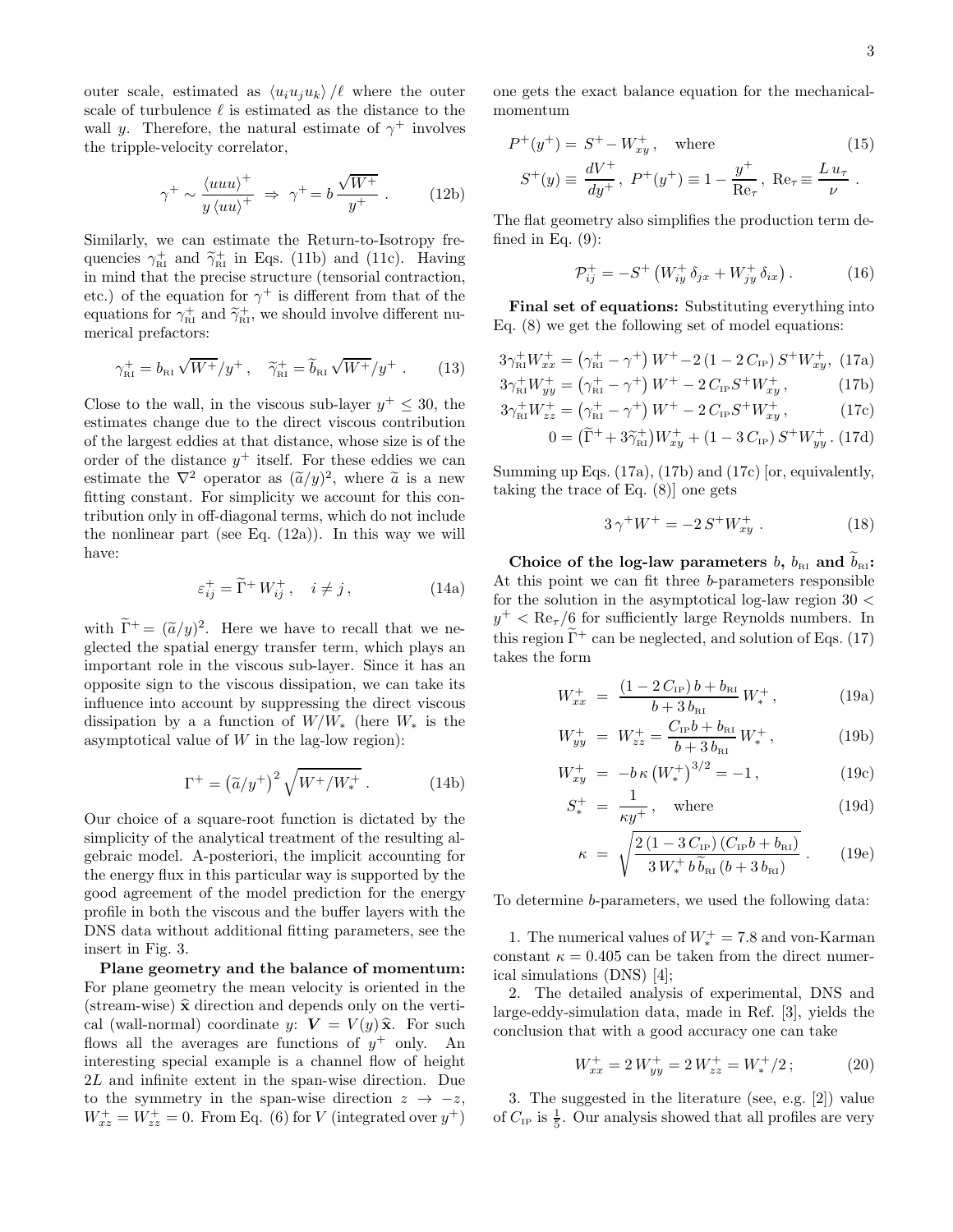outer scale, estimated as $\langle u_i u_j u_k \rangle / \ell$ where the outer scale of turbulence $\ell$ is estimated as the distance to the wall $y$. Therefore, the natural estimate of $\gamma^+$ involves the tripple-velocity correlator,

$$\gamma^+ \sim \frac{\langle uuu \rangle^+}{y \langle uu \rangle^+} \;\Rightarrow\; \gamma^+ = b\,\frac{\sqrt{W^+}}{y^+}\ . \tag{12b}$$

Similarly, we can estimate the Return-to-Isotropy frequencies $\gamma^+_{\rm RI}$ and $\widetilde{\gamma}^+_{\rm RI}$ in Eqs. (11b) and (11c). Having in mind that the precise structure (tensorial contraction, etc.) of the equation for $\gamma^+$ is different from that of the equations for $\gamma^+_{\rm RI}$ and $\widetilde{\gamma}^+_{\rm RI}$, we should involve different numerical prefactors:

$$\gamma^+_{\rm RI} = b_{\rm RI}\sqrt{W^+}/y^+\,, \quad \widetilde{\gamma}^+_{\rm RI} = \widetilde{b}_{\rm RI}\sqrt{W^+}/y^+\ . \tag{13}$$

Close to the wall, in the viscous sub-layer $y^+ \le 30$, the estimates change due to the direct viscous contribution of the largest eddies at that distance, whose size is of the order of the distance $y^+$ itself. For these eddies we can estimate the $\nabla^2$ operator as $(\widetilde{a}/y)^2$, where $\widetilde{a}$ is a new fitting constant. For simplicity we account for this contribution only in off-diagonal terms, which do not include the nonlinear part (see Eq. (12a)). In this way we will have:

$$\varepsilon^+_{ij} = \widetilde{\Gamma}^+ W^+_{ij}\,, \quad i \neq j\,, \tag{14a}$$

with $\widetilde{\Gamma}^+ = (\widetilde{a}/y)^2$. Here we have to recall that we neglected the spatial energy transfer term, which plays an important role in the viscous sub-layer. Since it has an opposite sign to the viscous dissipation, we can take its influence into account by suppressing the direct viscous dissipation by a a function of $W/W_*$ (here $W_*$ is the asymptotical value of $W$ in the lag-low region):

$$\Gamma^+ = \left(\widetilde{a}/y^+\right)^2 \sqrt{W^+/W^+_*}\ . \tag{14b}$$

Our choice of a square-root function is dictated by the simplicity of the analytical treatment of the resulting algebraic model. A-posteriori, the implicit accounting for the energy flux in this particular way is supported by the good agreement of the model prediction for the energy profile in both the viscous and the buffer layers with the DNS data without additional fitting parameters, see the insert in Fig. 3.

**Plane geometry and the balance of momentum:** For plane geometry the mean velocity is oriented in the (stream-wise) $\widehat{\mathbf{x}}$ direction and depends only on the vertical (wall-normal) coordinate $y$: $\boldsymbol{V} = V(y)\,\widehat{\mathbf{x}}$. For such flows all the averages are functions of $y^+$ only. An interesting special example is a channel flow of height $2L$ and infinite extent in the span-wise direction. Due to the symmetry in the span-wise direction $z \to -z$, $W^+_{xz} = W^+_{zz} = 0$. From Eq. (6) for $V$ (integrated over $y^+$) one gets the exact balance equation for the mechanical-momentum

$$P^+(y^+) = S^+ - W^+_{xy}\,, \quad \text{where} \tag{15}$$

$$S^+(y) \equiv \frac{dV^+}{dy^+}\,,\ P^+(y^+) \equiv 1 - \frac{y^+}{\mathrm{Re}_\tau}\,,\ \mathrm{Re}_\tau \equiv \frac{L\,u_\tau}{\nu}\ .$$

The flat geometry also simplifies the production term defined in Eq. (9):

$$\mathcal{P}^+_{ij} = -S^+\left(W^+_{iy}\,\delta_{jx} + W^+_{jy}\,\delta_{ix}\right). \tag{16}$$

**Final set of equations:** Substituting everything into Eq. (8) we get the following set of model equations:

$$3\gamma^+_{\rm RI} W^+_{xx} = \left(\gamma^+_{\rm RI} - \gamma^+\right) W^+ - 2\left(1 - 2\,C_{\rm IP}\right) S^+ W^+_{xy}, \tag{17a}$$

$$3\gamma^+_{\rm RI} W^+_{yy} = \left(\gamma^+_{\rm RI} - \gamma^+\right) W^+ - 2\,C_{\rm IP} S^+ W^+_{xy}\,, \tag{17b}$$

$$3\gamma^+_{\rm RI} W^+_{zz} = \left(\gamma^+_{\rm RI} - \gamma^+\right) W^+ - 2\,C_{\rm IP} S^+ W^+_{xy}\,, \tag{17c}$$

$$0 = \left(\widetilde{\Gamma}^+ + 3\widetilde{\gamma}^+_{\rm RI}\right) W^+_{xy} + \left(1 - 3\,C_{\rm IP}\right) S^+ W^+_{yy}\,. \tag{17d}$$

Summing up Eqs. (17a), (17b) and (17c) [or, equivalently, taking the trace of Eq. (8)] one gets

$$3\,\gamma^+ W^+ = -2\,S^+ W^+_{xy}\ . \tag{18}$$

**Choice of the log-law parameters $b$, $b_{\rm RI}$ and $\widetilde{b}_{\rm RI}$:** At this point we can fit three $b$-parameters responsible for the solution in the asymptotical log-law region $30 < y^+ < \mathrm{Re}_\tau/6$ for sufficiently large Reynolds numbers. In this region $\widetilde{\Gamma}^+$ can be neglected, and solution of Eqs. (17) takes the form

$$W^+_{xx} = \frac{\left(1 - 2\,C_{\rm IP}\right) b + b_{\rm RI}}{b + 3\,b_{\rm RI}}\, W^+_*\,, \tag{19a}$$

$$W^+_{yy} = W^+_{zz} = \frac{C_{\rm IP} b + b_{\rm RI}}{b + 3\,b_{\rm RI}}\, W^+_*\,, \tag{19b}$$

$$W^+_{xy} = -b\,\kappa\left(W^+_*\right)^{3/2} = -1\,, \tag{19c}$$

$$S^+_* = \frac{1}{\kappa y^+}\,, \quad \text{where} \tag{19d}$$

$$\kappa = \sqrt{\frac{2\left(1 - 3\,C_{\rm IP}\right)\left(C_{\rm IP} b + b_{\rm RI}\right)}{3\,W^+_*\, b\,\widetilde{b}_{\rm RI}\left(b + 3\,b_{\rm RI}\right)}}\ . \tag{19e}$$

To determine $b$-parameters, we used the following data:

1. The numerical values of $W^+_* = 7.8$ and von-Karman constant $\kappa = 0.405$ can be taken from the direct numerical simulations (DNS) [4];

2. The detailed analysis of experimental, DNS and large-eddy-simulation data, made in Ref. [3], yields the conclusion that with a good accuracy one can take

$$W^+_{xx} = 2\,W^+_{yy} = 2\,W^+_{zz} = W^+_*/2\,; \tag{20}$$

3. The suggested in the literature (see, e.g. [2]) value of $C_{\rm IP}$ is $\frac{1}{5}$. Our analysis showed that all profiles are very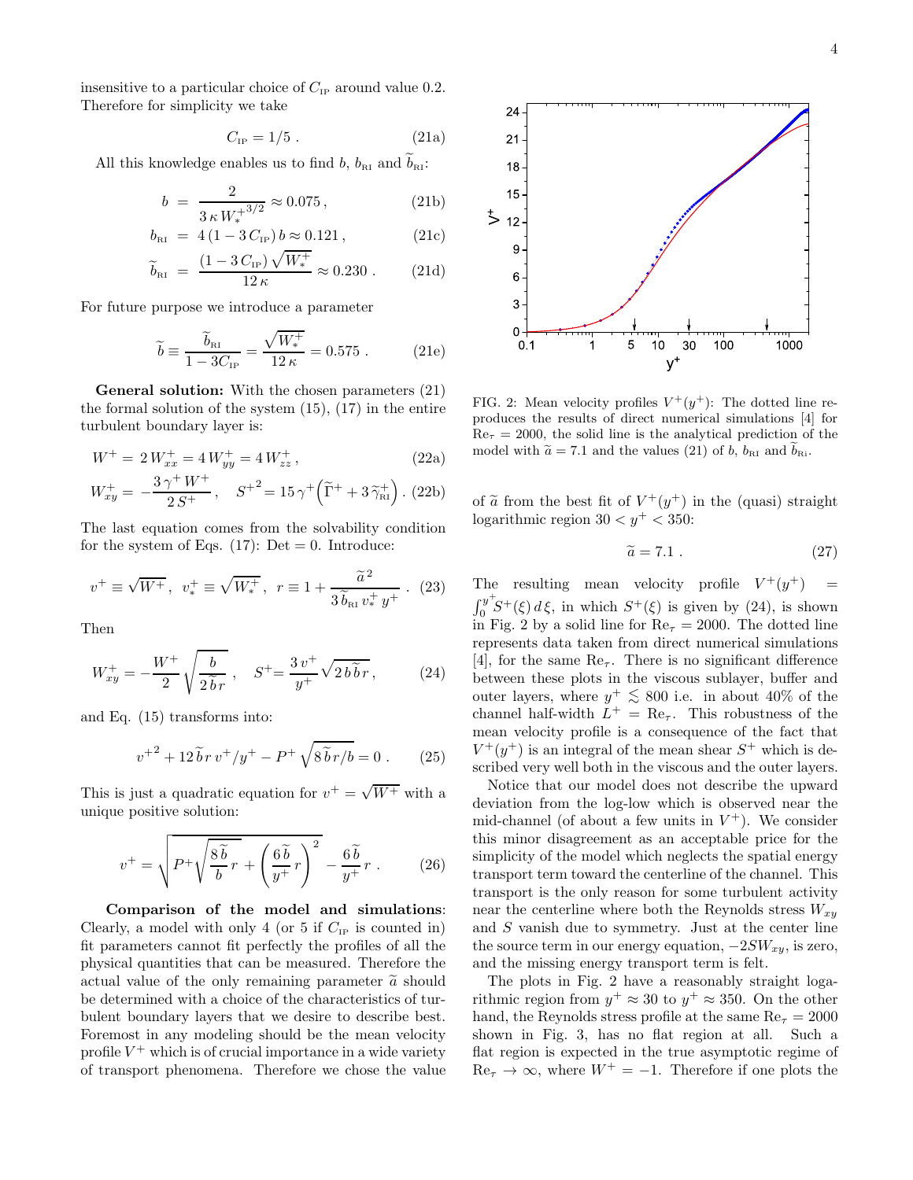insensitive to a particular choice of $C_{\rm IP}$ around value 0.2. Therefore for simplicity we take

$$C_{\rm IP} = 1/5\ . \tag{21a}$$

All this knowledge enables us to find $b$, $b_{\rm RI}$ and $\widetilde{b}_{\rm RI}$:

$$b \;=\; \frac{2}{3\,\kappa\, {W_*^+}^{3/2}} \approx 0.075\,, \tag{21b}$$

$$b_{\rm RI} \;=\; 4\,(1-3\,C_{\rm IP})\,b \approx 0.121\,, \tag{21c}$$

$$\widetilde{b}_{\rm RI} \;=\; \frac{(1-3\,C_{\rm IP})\,\sqrt{W_*^+}}{12\,\kappa} \approx 0.230\ . \tag{21d}$$

For future purpose we introduce a parameter

$$\widetilde{b} \equiv \frac{\widetilde{b}_{\rm RI}}{1-3C_{\rm IP}} = \frac{\sqrt{W_*^+}}{12\,\kappa} = 0.575\ . \tag{21e}$$

**General solution:** With the chosen parameters (21) the formal solution of the system (15), (17) in the entire turbulent boundary layer is:

$$W^+ = \,2\,W_{xx}^+ = 4\,W_{yy}^+ = 4\,W_{zz}^+\,, \tag{22a}$$

$$W_{xy}^+ = -\frac{3\,\gamma^+\,W^+}{2\,S^+}\,,\quad {S^+}^2 = 15\,\gamma^+\Big(\widetilde{\Gamma}^+ + 3\,\widetilde{\gamma}_{\rm RI}^+\Big)\,. \tag{22b}$$

The last equation comes from the solvability condition for the system of Eqs. (17): Det = 0. Introduce:

$$v^+ \equiv \sqrt{W^+}\,,\ \ v_*^+ \equiv \sqrt{W_*^+}\,,\ \ r \equiv 1 + \frac{\widetilde{a}^{\,2}}{3\,\widetilde{b}_{\rm RI}\,v_*^+\,y^+}\ . \tag{23}$$

Then

$$W_{xy}^+ = -\frac{W^+}{2}\,\sqrt{\frac{b}{2\,\widetilde{b}\,r}}\ ,\quad S^+ = \frac{3\,v^+}{y^+}\sqrt{2\,b\,\widetilde{b}\,r}\,, \tag{24}$$

and Eq. (15) transforms into:

$${v^+}^2 + 12\,\widetilde{b}\,r\,v^+/y^+ - P^+\,\sqrt{8\,\widetilde{b}\,r/b} = 0\ . \tag{25}$$

This is just a quadratic equation for $v^+ = \sqrt{W^+}$ with a unique positive solution:

$$v^+ = \sqrt{P^+\sqrt{\frac{8\,\widetilde{b}}{b}\,r} + \left(\frac{6\,\widetilde{b}}{y^+}\,r\right)^2} - \frac{6\,\widetilde{b}}{y^+}\,r\ . \tag{26}$$

**Comparison of the model and simulations**: Clearly, a model with only 4 (or 5 if $C_{\rm IP}$ is counted in) fit parameters cannot fit perfectly the profiles of all the physical quantities that can be measured. Therefore the actual value of the only remaining parameter $\widetilde{a}$ should be determined with a choice of the characteristics of turbulent boundary layers that we desire to describe best. Foremost in any modeling should be the mean velocity profile $V^+$ which is of crucial importance in a wide variety of transport phenomena. Therefore we chose the value of $\widetilde{a}$ from the best fit of $V^+(y^+)$ in the (quasi) straight logarithmic region $30 < y^+ < 350$:

$$\widetilde{a} = 7.1\ . \tag{27}$$

FIG. 2: Mean velocity profiles $V^+(y^+)$: The dotted line reproduces the results of direct numerical simulations [4] for $\mathrm{Re}_\tau = 2000$, the solid line is the analytical prediction of the model with $\widetilde{a} = 7.1$ and the values (21) of $b$, $b_{\rm RI}$ and $\widetilde{b}_{\rm Ri}$.

The resulting mean velocity profile $V^+(y^+) = \int_0^{y^+} S^+(\xi)\,d\xi$, in which $S^+(\xi)$ is given by (24), is shown in Fig. 2 by a solid line for $\mathrm{Re}_\tau = 2000$. The dotted line represents data taken from direct numerical simulations [4], for the same $\mathrm{Re}_\tau$. There is no significant difference between these plots in the viscous sublayer, buffer and outer layers, where $y^+ \lesssim 800$ i.e. in about 40% of the channel half-width $L^+ = \mathrm{Re}_\tau$. This robustness of the mean velocity profile is a consequence of the fact that $V^+(y^+)$ is an integral of the mean shear $S^+$ which is described very well both in the viscous and the outer layers.

Notice that our model does not describe the upward deviation from the log-low which is observed near the mid-channel (of about a few units in $V^+$). We consider this minor disagreement as an acceptable price for the simplicity of the model which neglects the spatial energy transport term toward the centerline of the channel. This transport is the only reason for some turbulent activity near the centerline where both the Reynolds stress $W_{xy}$ and $S$ vanish due to symmetry. Just at the center line the source term in our energy equation, $-2SW_{xy}$, is zero, and the missing energy transport term is felt.

The plots in Fig. 2 have a reasonably straight logarithmic region from $y^+ \approx 30$ to $y^+ \approx 350$. On the other hand, the Reynolds stress profile at the same $\mathrm{Re}_\tau = 2000$ shown in Fig. 3, has no flat region at all. Such a flat region is expected in the true asymptotic regime of $\mathrm{Re}_\tau \to \infty$, where $W^+ = -1$. Therefore if one plots the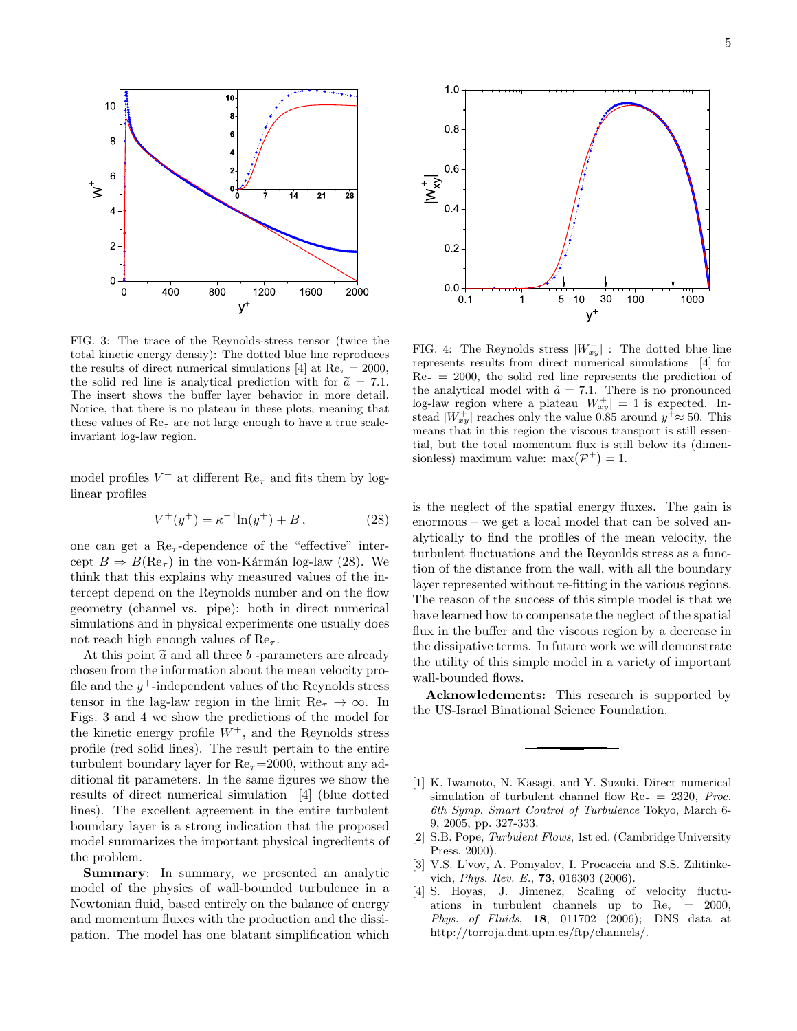$W^+$

10
8
6
4
2
0

0 400 800 1200 1600 2000

$y^+$

10
8
6
4
2
0

0 7 14 21 28

FIG. 3: The trace of the Reynolds-stress tensor (twice the total kinetic energy densiy): The dotted blue line reproduces the results of direct numerical simulations [4] at $\mathrm{Re}_\tau = 2000$, the solid red line is analytical prediction with for $\widetilde{a} = 7.1$. The insert shows the buffer layer behavior in more detail. Notice, that there is no plateau in these plots, meaning that these values of $\mathrm{Re}_\tau$ are not large enough to have a true scale-invariant log-law region.

$|W^+_{xy}|$

1.0
0.8
0.6
0.4
0.2
0.0

0.1 1 5 10 30 100 1000

$y^+$

FIG. 4: The Reynolds stress $|W^+_{xy}|$ : The dotted blue line represents results from direct numerical simulations [4] for $\mathrm{Re}_\tau = 2000$, the solid red line represents the prediction of the analytical model with $\widetilde{a} = 7.1$. There is no pronounced log-law region where a plateau $|W^+_{xy}| = 1$ is expected. Instead $|W^+_{xy}|$ reaches only the value 0.85 around $y^+ \approx 50$. This means that in this region the viscous transport is still essential, but the total momentum flux is still below its (dimensionless) maximum value: $\max(\mathcal{P}^+) = 1$.

model profiles $V^+$ at different $\mathrm{Re}_\tau$ and fits them by log-linear profiles

$$V^+(y^+) = \kappa^{-1}\ln(y^+) + B\,, \tag{28}$$

one can get a $\mathrm{Re}_\tau$-dependence of the "effective" intercept $B \Rightarrow B(\mathrm{Re}_\tau)$ in the von-Kármán log-law (28). We think that this explains why measured values of the intercept depend on the Reynolds number and on the flow geometry (channel vs. pipe): both in direct numerical simulations and in physical experiments one usually does not reach high enough values of $\mathrm{Re}_\tau$.

At this point $\widetilde{a}$ and all three $b$ -parameters are already chosen from the information about the mean velocity profile and the $y^+$-independent values of the Reynolds stress tensor in the lag-law region in the limit $\mathrm{Re}_\tau \to \infty$. In Figs. 3 and 4 we show the predictions of the model for the kinetic energy profile $W^+$, and the Reynolds stress profile (red solid lines). The result pertain to the entire turbulent boundary layer for $\mathrm{Re}_\tau$=2000, without any additional fit parameters. In the same figures we show the results of direct numerical simulation [4] (blue dotted lines). The excellent agreement in the entire turbulent boundary layer is a strong indication that the proposed model summarizes the important physical ingredients of the problem.

**Summary**: In summary, we presented an analytic model of the physics of wall-bounded turbulence in a Newtonian fluid, based entirely on the balance of energy and momentum fluxes with the production and the dissipation. The model has one blatant simplification which is the neglect of the spatial energy fluxes. The gain is enormous – we get a local model that can be solved analytically to find the profiles of the mean velocity, the turbulent fluctuations and the Reyonlds stress as a function of the distance from the wall, with all the boundary layer represented without re-fitting in the various regions. The reason of the success of this simple model is that we have learned how to compensate the neglect of the spatial flux in the buffer and the viscous region by a decrease in the dissipative terms. In future work we will demonstrate the utility of this simple model in a variety of important wall-bounded flows.

**Acknowledements:** This research is supported by the US-Israel Binational Science Foundation.

---

[1] K. Iwamoto, N. Kasagi, and Y. Suzuki, Direct numerical simulation of turbulent channel flow $\mathrm{Re}_\tau = 2320$, *Proc. 6th Symp. Smart Control of Turbulence* Tokyo, March 6-9, 2005, pp. 327-333.

[2] S.B. Pope, *Turbulent Flows*, 1st ed. (Cambridge University Press, 2000).

[3] V.S. L'vov, A. Pomyalov, I. Procaccia and S.S. Zilitinkevich, *Phys. Rev. E.*, **73**, 016303 (2006).

[4] S. Hoyas, J. Jimenez, Scaling of velocity fluctuations in turbulent channels up to $\mathrm{Re}_\tau = 2000$, *Phys. of Fluids*, **18**, 011702 (2006); DNS data at http://torroja.dmt.upm.es/ftp/channels/.